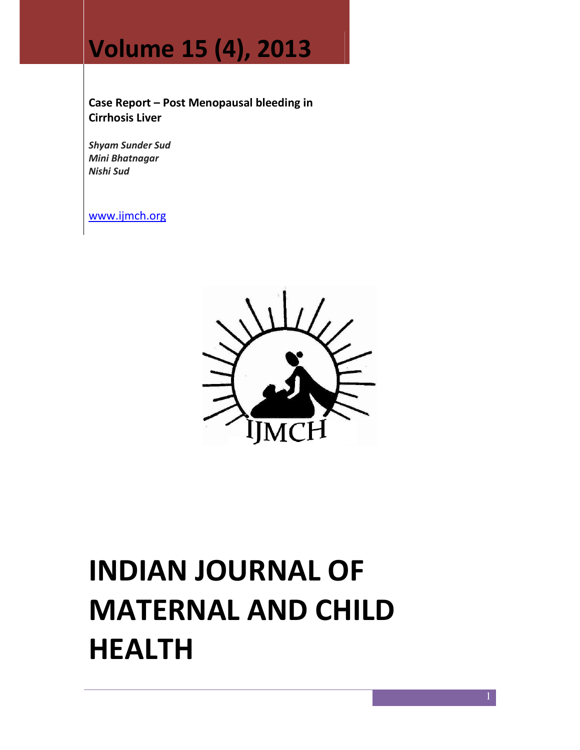# Volume 15 (4), 2013

**Case Report – Post Menopausal bleeding in Cirrhosis Liver**

***Shyam Sunder Sud***
***Mini Bhatnagar***
***Nishi Sud***

www.ijmch.org

# INDIAN JOURNAL OF MATERNAL AND CHILD HEALTH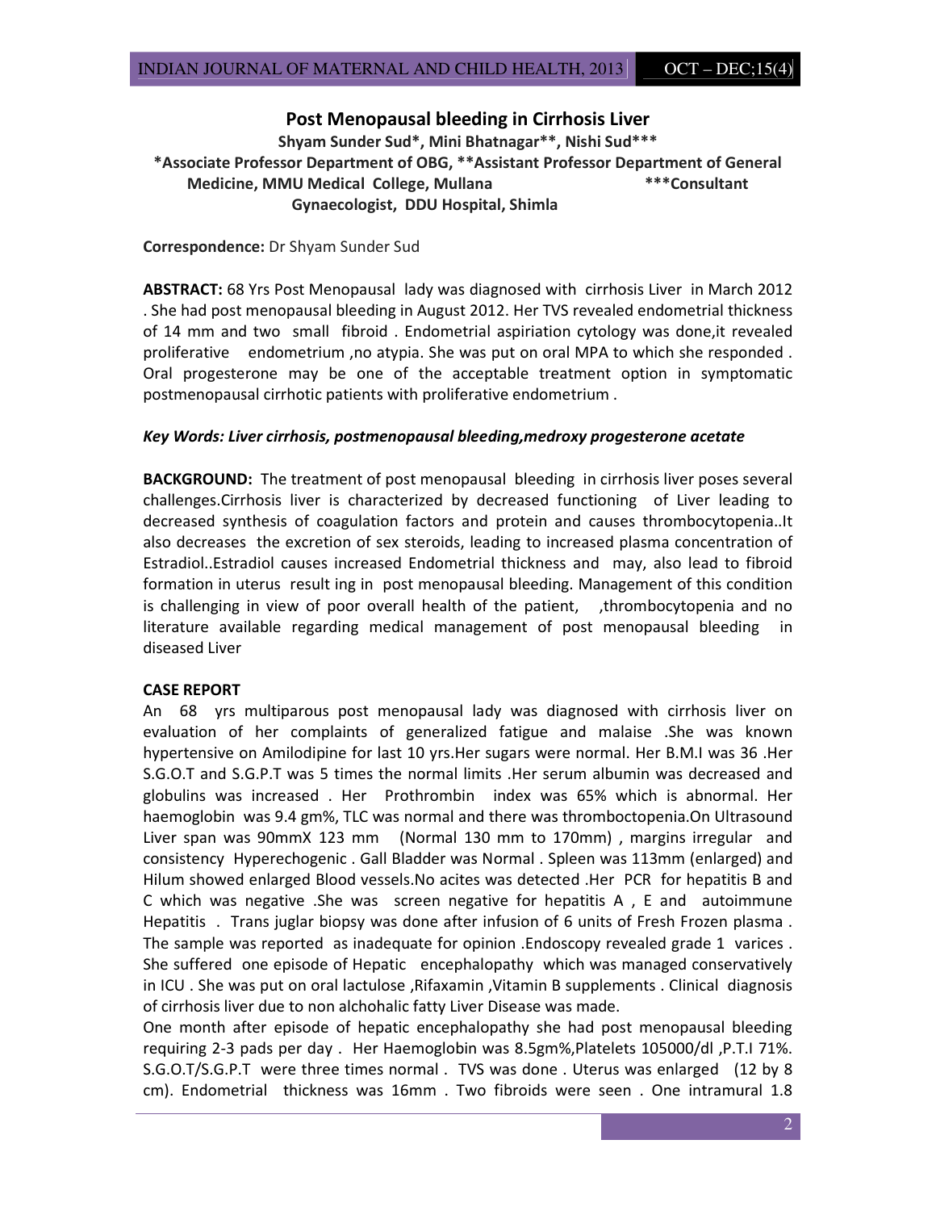## Post Menopausal bleeding in Cirrhosis Liver

**Shyam Sunder Sud\*, Mini Bhatnagar\*\*, Nishi Sud\*\*\***

**\*Associate Professor Department of OBG, \*\*Assistant Professor Department of General Medicine, MMU Medical College, Mullana \*\*\*Consultant Gynaecologist, DDU Hospital, Shimla**

**Correspondence:** Dr Shyam Sunder Sud

**ABSTRACT:** 68 Yrs Post Menopausal lady was diagnosed with cirrhosis Liver in March 2012 . She had post menopausal bleeding in August 2012. Her TVS revealed endometrial thickness of 14 mm and two small fibroid . Endometrial aspiriation cytology was done,it revealed proliferative endometrium ,no atypia. She was put on oral MPA to which she responded . Oral progesterone may be one of the acceptable treatment option in symptomatic postmenopausal cirrhotic patients with proliferative endometrium .

***Key Words: Liver cirrhosis, postmenopausal bleeding,medroxy progesterone acetate***

**BACKGROUND:** The treatment of post menopausal bleeding in cirrhosis liver poses several challenges.Cirrhosis liver is characterized by decreased functioning of Liver leading to decreased synthesis of coagulation factors and protein and causes thrombocytopenia..It also decreases the excretion of sex steroids, leading to increased plasma concentration of Estradiol..Estradiol causes increased Endometrial thickness and may, also lead to fibroid formation in uterus result ing in post menopausal bleeding. Management of this condition is challenging in view of poor overall health of the patient, ,thrombocytopenia and no literature available regarding medical management of post menopausal bleeding in diseased Liver

**CASE REPORT**

An 68 yrs multiparous post menopausal lady was diagnosed with cirrhosis liver on evaluation of her complaints of generalized fatigue and malaise .She was known hypertensive on Amilodipine for last 10 yrs.Her sugars were normal. Her B.M.I was 36 .Her S.G.O.T and S.G.P.T was 5 times the normal limits .Her serum albumin was decreased and globulins was increased . Her Prothrombin index was 65% which is abnormal. Her haemoglobin was 9.4 gm%, TLC was normal and there was thromboctopenia.On Ultrasound Liver span was 90mmX 123 mm (Normal 130 mm to 170mm) , margins irregular and consistency Hyperechogenic . Gall Bladder was Normal . Spleen was 113mm (enlarged) and Hilum showed enlarged Blood vessels.No acites was detected .Her PCR for hepatitis B and C which was negative .She was screen negative for hepatitis A , E and autoimmune Hepatitis . Trans juglar biopsy was done after infusion of 6 units of Fresh Frozen plasma . The sample was reported as inadequate for opinion .Endoscopy revealed grade 1 varices . She suffered one episode of Hepatic encephalopathy which was managed conservatively in ICU . She was put on oral lactulose ,Rifaxamin ,Vitamin B supplements . Clinical diagnosis of cirrhosis liver due to non alchohalic fatty Liver Disease was made.

One month after episode of hepatic encephalopathy she had post menopausal bleeding requiring 2-3 pads per day . Her Haemoglobin was 8.5gm%,Platelets 105000/dl ,P.T.I 71%. S.G.O.T/S.G.P.T were three times normal . TVS was done . Uterus was enlarged (12 by 8 cm). Endometrial thickness was 16mm . Two fibroids were seen . One intramural 1.8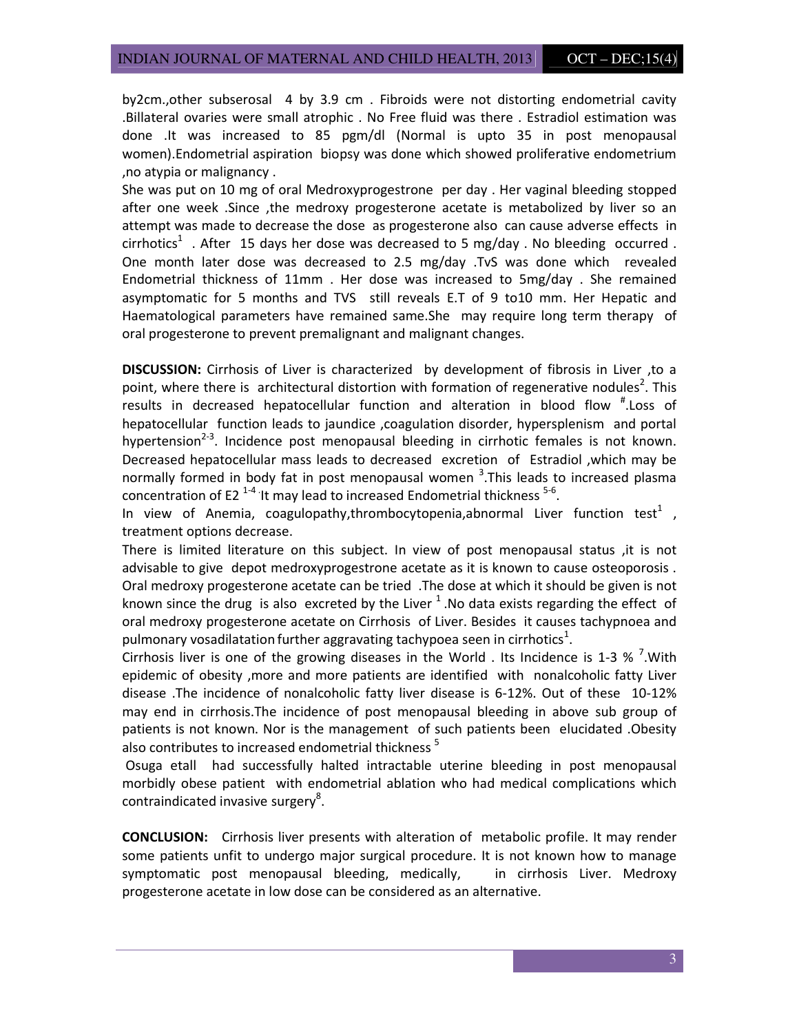by2cm.,other subserosal 4 by 3.9 cm . Fibroids were not distorting endometrial cavity .Billateral ovaries were small atrophic . No Free fluid was there . Estradiol estimation was done .It was increased to 85 pgm/dl (Normal is upto 35 in post menopausal women).Endometrial aspiration biopsy was done which showed proliferative endometrium ,no atypia or malignancy .

She was put on 10 mg of oral Medroxyprogestrone per day . Her vaginal bleeding stopped after one week .Since ,the medroxy progesterone acetate is metabolized by liver so an attempt was made to decrease the dose as progesterone also can cause adverse effects in cirrhotics[1] . After 15 days her dose was decreased to 5 mg/day . No bleeding occurred . One month later dose was decreased to 2.5 mg/day .TvS was done which revealed Endometrial thickness of 11mm . Her dose was increased to 5mg/day . She remained asymptomatic for 5 months and TVS still reveals E.T of 9 to10 mm. Her Hepatic and Haematological parameters have remained same.She may require long term therapy of oral progesterone to prevent premalignant and malignant changes.

**DISCUSSION:** Cirrhosis of Liver is characterized by development of fibrosis in Liver ,to a point, where there is architectural distortion with formation of regenerative nodules[2]. This results in decreased hepatocellular function and alteration in blood flow [#].Loss of hepatocellular function leads to jaundice ,coagulation disorder, hypersplenism and portal hypertension[2-3]. Incidence post menopausal bleeding in cirrhotic females is not known. Decreased hepatocellular mass leads to decreased excretion of Estradiol ,which may be normally formed in body fat in post menopausal women [3].This leads to increased plasma concentration of E2 [1-4].It may lead to increased Endometrial thickness [5-6].

In view of Anemia, coagulopathy,thrombocytopenia,abnormal Liver function test[1] , treatment options decrease.

There is limited literature on this subject. In view of post menopausal status ,it is not advisable to give depot medroxyprogestrone acetate as it is known to cause osteoporosis . Oral medroxy progesterone acetate can be tried .The dose at which it should be given is not known since the drug is also excreted by the Liver [1].No data exists regarding the effect of oral medroxy progesterone acetate on Cirrhosis of Liver. Besides it causes tachypnoea and pulmonary vosadilatation further aggravating tachypoea seen in cirrhotics[1].

Cirrhosis liver is one of the growing diseases in the World . Its Incidence is 1-3 % [7].With epidemic of obesity ,more and more patients are identified with nonalcoholic fatty Liver disease .The incidence of nonalcoholic fatty liver disease is 6-12%. Out of these 10-12% may end in cirrhosis.The incidence of post menopausal bleeding in above sub group of patients is not known. Nor is the management of such patients been elucidated .Obesity also contributes to increased endometrial thickness [5]

Osuga etall had successfully halted intractable uterine bleeding in post menopausal morbidly obese patient with endometrial ablation who had medical complications which contraindicated invasive surgery[8].

**CONCLUSION:** Cirrhosis liver presents with alteration of metabolic profile. It may render some patients unfit to undergo major surgical procedure. It is not known how to manage symptomatic post menopausal bleeding, medically, in cirrhosis Liver. Medroxy progesterone acetate in low dose can be considered as an alternative.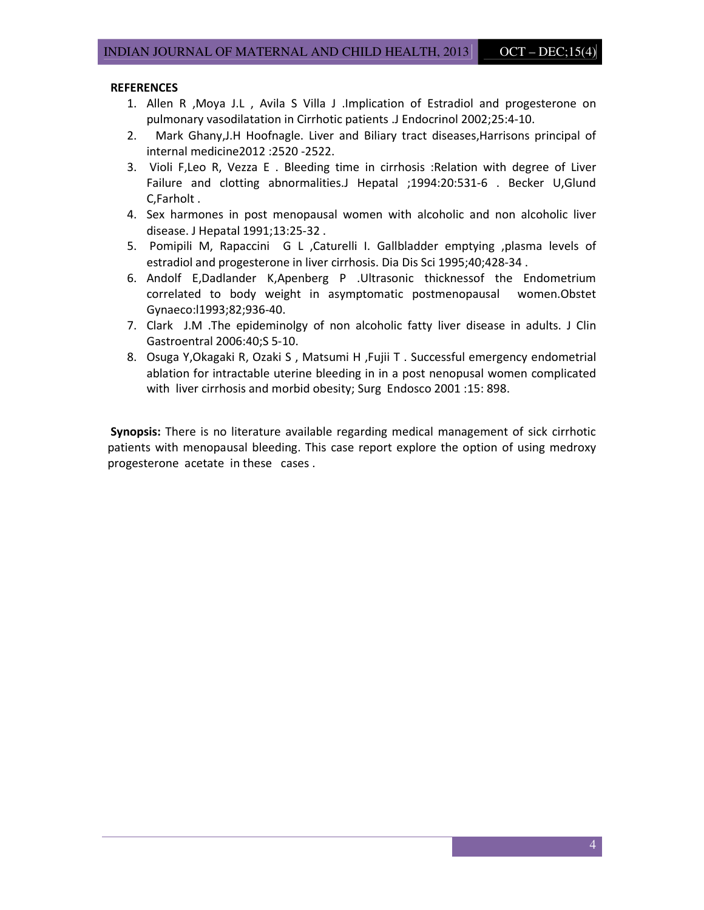**REFERENCES**

1. Allen R ,Moya J.L , Avila S Villa J .Implication of Estradiol and progesterone on pulmonary vasodilatation in Cirrhotic patients .J Endocrinol 2002;25:4-10.
2. Mark Ghany,J.H Hoofnagle. Liver and Biliary tract diseases,Harrisons principal of internal medicine2012 :2520 -2522.
3. Violi F,Leo R, Vezza E . Bleeding time in cirrhosis :Relation with degree of Liver Failure and clotting abnormalities.J Hepatal ;1994:20:531-6 . Becker U,Glund C,Farholt .
4. Sex harmones in post menopausal women with alcoholic and non alcoholic liver disease. J Hepatal 1991;13:25-32 .
5. Pomipili M, Rapaccini G L ,Caturelli I. Gallbladder emptying ,plasma levels of estradiol and progesterone in liver cirrhosis. Dia Dis Sci 1995;40;428-34 .
6. Andolf E,Dadlander K,Apenberg P .Ultrasonic thicknessof the Endometrium correlated to body weight in asymptomatic postmenopausal women.Obstet Gynaeco:l1993;82;936-40.
7. Clark J.M .The epideminolgy of non alcoholic fatty liver disease in adults. J Clin Gastroentral 2006:40;S 5-10.
8. Osuga Y,Okagaki R, Ozaki S , Matsumi H ,Fujii T . Successful emergency endometrial ablation for intractable uterine bleeding in in a post nenopusal women complicated with liver cirrhosis and morbid obesity; Surg Endosco 2001 :15: 898.

**Synopsis:** There is no literature available regarding medical management of sick cirrhotic patients with menopausal bleeding. This case report explore the option of using medroxy progesterone acetate in these cases .